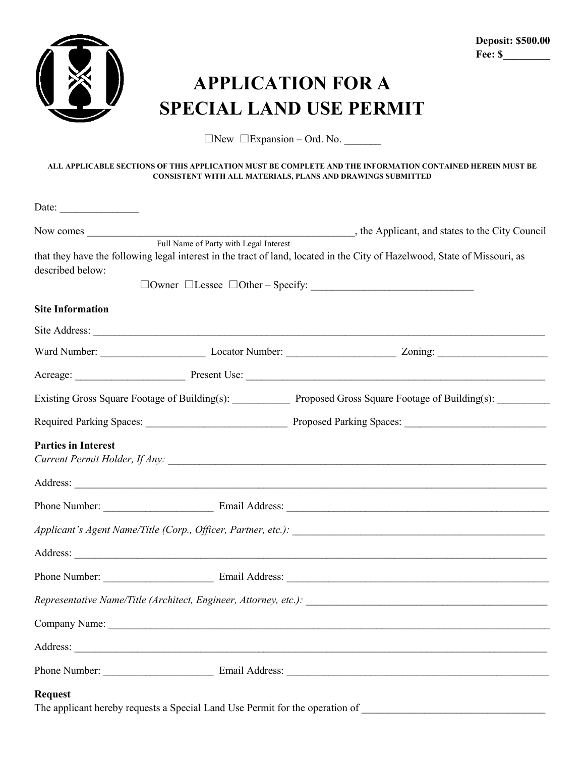**Deposit: $500.00**
**Fee: $________**

# APPLICATION FOR A SPECIAL LAND USE PERMIT

☐New ☐Expansion – Ord. No. _______

**ALL APPLICABLE SECTIONS OF THIS APPLICATION MUST BE COMPLETE AND THE INFORMATION CONTAINED HEREIN MUST BE CONSISTENT WITH ALL MATERIALS, PLANS AND DRAWINGS SUBMITTED**

Date: _______________

Now comes ______________________________________________________, the Applicant, and states to the City Council
Full Name of Party with Legal Interest
that they have the following legal interest in the tract of land, located in the City of Hazelwood, State of Missouri, as described below:

☐Owner ☐Lessee ☐Other – Specify: _______________________________

**Site Information**

Site Address: ___________________________________________________________________________________________

Ward Number: ____________________ Locator Number: _____________________ Zoning: _____________________

Acreage: _____________________ Present Use: ____________________________________________________________

Existing Gross Square Footage of Building(s): ___________ Proposed Gross Square Footage of Building(s): __________

Required Parking Spaces: ___________________________ Proposed Parking Spaces: ___________________________

**Parties in Interest**

*Current Permit Holder, If Any:* __________________________________________________________________________

Address: _______________________________________________________________________________________________

Phone Number: _____________________ Email Address: _____________________________________________________

*Applicant's Agent Name/Title (Corp., Officer, Partner, etc.):* ________________________________________________

Address: _______________________________________________________________________________________________

Phone Number: _____________________ Email Address: _____________________________________________________

*Representative Name/Title (Architect, Engineer, Attorney, etc.):* _____________________________________________

Company Name: _________________________________________________________________________________________

Address: _______________________________________________________________________________________________

Phone Number: _____________________ Email Address: _____________________________________________________

**Request**

The applicant hereby requests a Special Land Use Permit for the operation of ___________________________________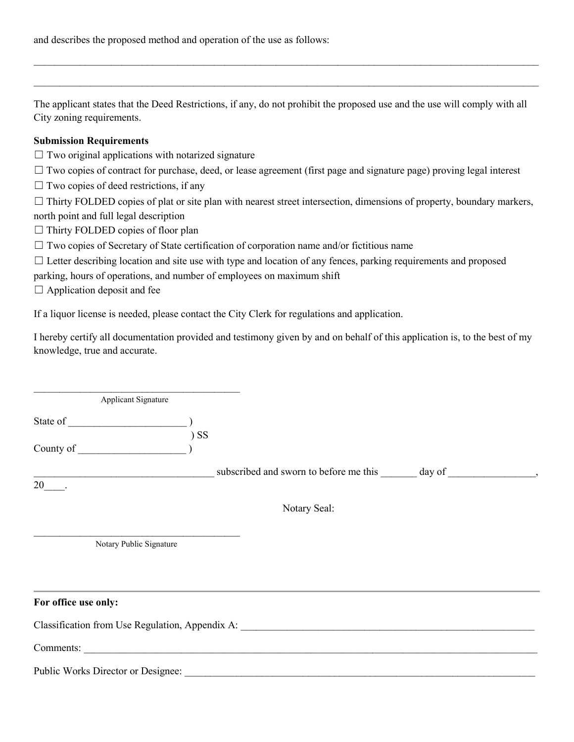and describes the proposed method and operation of the use as follows:

\_\_\_\_\_\_\_\_\_\_\_\_\_\_\_\_\_\_\_\_\_\_\_\_\_\_\_\_\_\_\_\_\_\_\_\_\_\_\_\_\_\_\_\_\_\_\_\_\_\_\_\_\_\_\_\_\_\_\_\_\_\_\_\_\_\_\_\_\_\_\_\_\_\_\_\_\_\_\_\_\_\_\_\_\_\_\_\_

\_\_\_\_\_\_\_\_\_\_\_\_\_\_\_\_\_\_\_\_\_\_\_\_\_\_\_\_\_\_\_\_\_\_\_\_\_\_\_\_\_\_\_\_\_\_\_\_\_\_\_\_\_\_\_\_\_\_\_\_\_\_\_\_\_\_\_\_\_\_\_\_\_\_\_\_\_\_\_\_\_\_\_\_\_\_\_\_

The applicant states that the Deed Restrictions, if any, do not prohibit the proposed use and the use will comply with all City zoning requirements.

**Submission Requirements**

☐ Two original applications with notarized signature
☐ Two copies of contract for purchase, deed, or lease agreement (first page and signature page) proving legal interest
☐ Two copies of deed restrictions, if any
☐ Thirty FOLDED copies of plat or site plan with nearest street intersection, dimensions of property, boundary markers, north point and full legal description
☐ Thirty FOLDED copies of floor plan
☐ Two copies of Secretary of State certification of corporation name and/or fictitious name
☐ Letter describing location and site use with type and location of any fences, parking requirements and proposed parking, hours of operations, and number of employees on maximum shift
☐ Application deposit and fee

If a liquor license is needed, please contact the City Clerk for regulations and application.

I hereby certify all documentation provided and testimony given by and on behalf of this application is, to the best of my knowledge, true and accurate.

\_\_\_\_\_\_\_\_\_\_\_\_\_\_\_\_\_\_\_\_\_\_\_\_\_\_\_\_\_\_\_\_\_\_\_\_\_\_\_\_
Applicant Signature

State of \_\_\_\_\_\_\_\_\_\_\_\_\_\_\_\_\_\_\_\_\_\_ )
) SS
County of \_\_\_\_\_\_\_\_\_\_\_\_\_\_\_\_\_\_\_\_ )

\_\_\_\_\_\_\_\_\_\_\_\_\_\_\_\_\_\_\_\_\_\_\_\_\_\_\_\_\_\_\_\_\_\_ subscribed and sworn to before me this \_\_\_\_\_\_\_ day of \_\_\_\_\_\_\_\_\_\_\_\_\_\_\_\_\_, 20\_\_\_\_.

Notary Seal:

\_\_\_\_\_\_\_\_\_\_\_\_\_\_\_\_\_\_\_\_\_\_\_\_\_\_\_\_\_\_\_\_\_\_\_\_\_\_\_\_
Notary Public Signature

---

**For office use only:**

Classification from Use Regulation, Appendix A: \_\_\_\_\_\_\_\_\_\_\_\_\_\_\_\_\_\_\_\_\_\_\_\_\_\_\_\_\_\_\_\_\_\_\_\_\_\_\_\_\_\_\_\_\_\_\_\_\_\_\_\_\_\_\_\_

Comments: \_\_\_\_\_\_\_\_\_\_\_\_\_\_\_\_\_\_\_\_\_\_\_\_\_\_\_\_\_\_\_\_\_\_\_\_\_\_\_\_\_\_\_\_\_\_\_\_\_\_\_\_\_\_\_\_\_\_\_\_\_\_\_\_\_\_\_\_\_\_\_\_\_\_\_\_\_\_\_\_\_\_\_\_

Public Works Director or Designee: \_\_\_\_\_\_\_\_\_\_\_\_\_\_\_\_\_\_\_\_\_\_\_\_\_\_\_\_\_\_\_\_\_\_\_\_\_\_\_\_\_\_\_\_\_\_\_\_\_\_\_\_\_\_\_\_\_\_\_\_\_\_\_\_\_\_